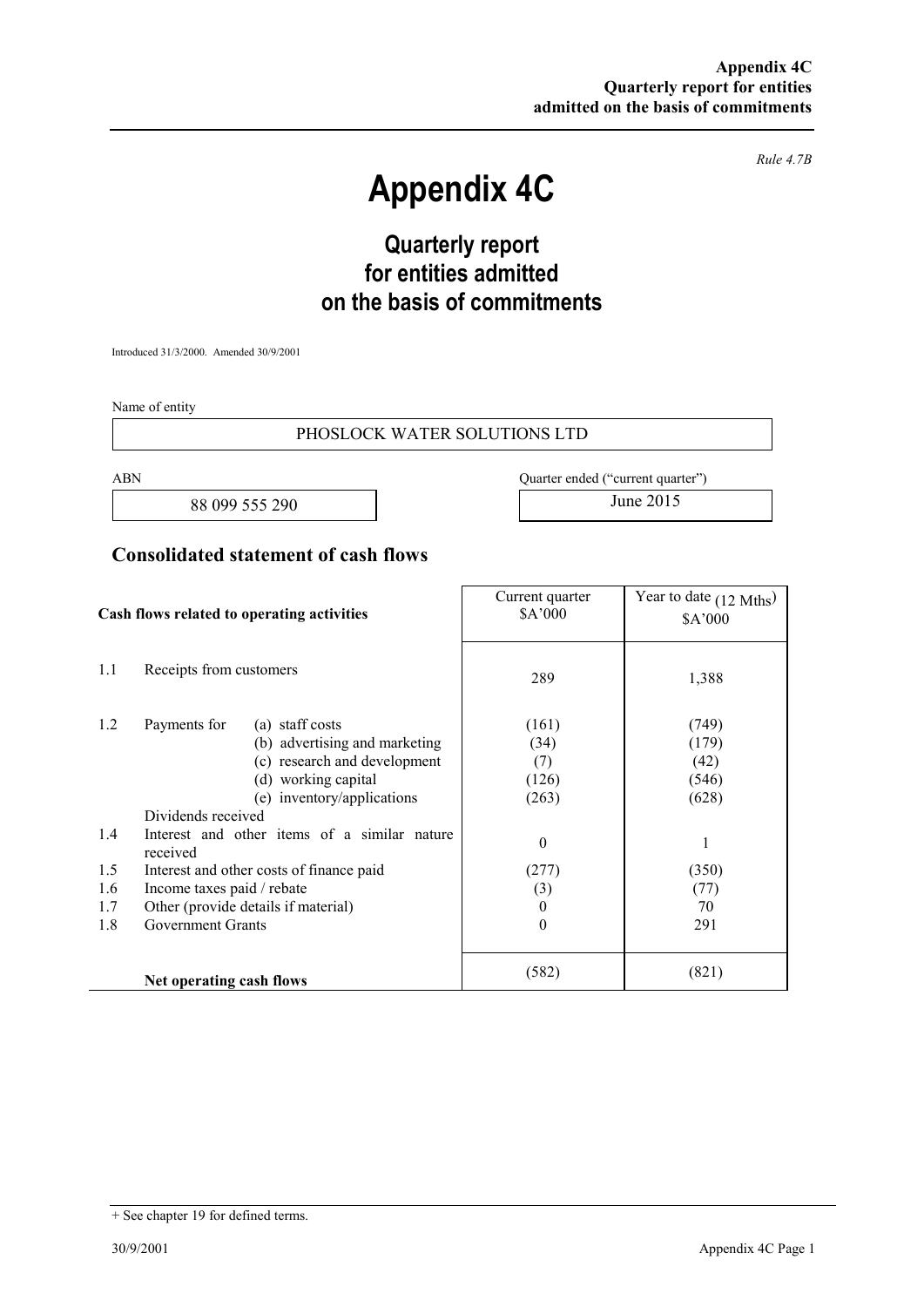Appendix 4C
Quarterly report for entities
admitted on the basis of commitments

*Rule 4.7B*

# Appendix 4C

## Quarterly report for entities admitted on the basis of commitments

Introduced 31/3/2000. Amended 30/9/2001

Name of entity

PHOSLOCK WATER SOLUTIONS LTD

| ABN | Quarter ended ("current quarter") |
|---|---|
| 88 099 555 290 | June 2015 |

## Consolidated statement of cash flows

| | Cash flows related to operating activities | | Current quarter $A'000 | Year to date (12 Mths) $A'000 |
|---|---|---|---|---|
| 1.1 | Receipts from customers | | 289 | 1,388 |
| 1.2 | Payments for | (a) staff costs | (161) | (749) |
| | | (b) advertising and marketing | (34) | (179) |
| | | (c) research and development | (7) | (42) |
| | | (d) working capital | (126) | (546) |
| | | (e) inventory/applications | (263) | (628) |
| | Dividends received | | | |
| 1.4 | Interest and other items of a similar nature received | | 0 | 1 |
| 1.5 | Interest and other costs of finance paid | | (277) | (350) |
| 1.6 | Income taxes paid / rebate | | (3) | (77) |
| 1.7 | Other (provide details if material) | | 0 | 70 |
| 1.8 | Government Grants | | 0 | 291 |
| | **Net operating cash flows** | | (582) | (821) |

+ See chapter 19 for defined terms.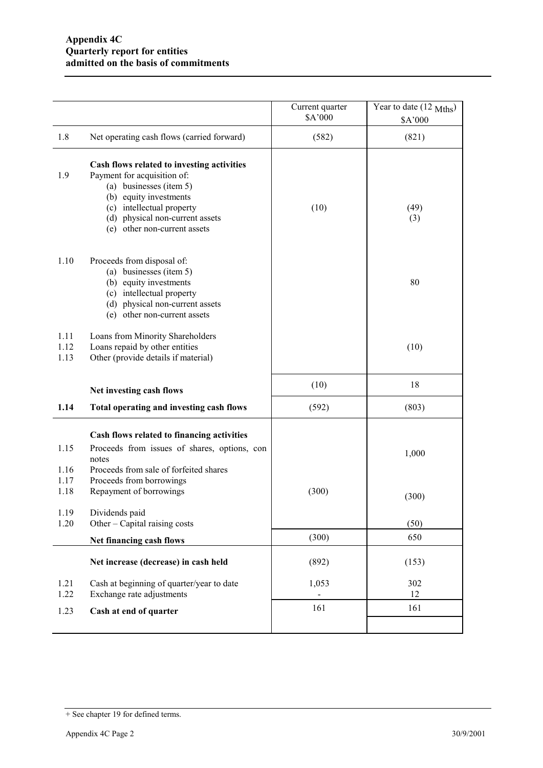**Appendix 4C**
**Quarterly report for entities**
**admitted on the basis of commitments**

| | | Current quarter $A'000 | Year to date (12 Mths) $A'000 |
|---|---|---|---|
| 1.8 | Net operating cash flows (carried forward) | (582) | (821) |
| | **Cash flows related to investing activities** | | |
| 1.9 | Payment for acquisition of: | | |
| | (a) businesses (item 5) | | |
| | (b) equity investments | | |
| | (c) intellectual property | (10) | (49) |
| | (d) physical non-current assets | | (3) |
| | (e) other non-current assets | | |
| 1.10 | Proceeds from disposal of: | | |
| | (a) businesses (item 5) | | |
| | (b) equity investments | | 80 |
| | (c) intellectual property | | |
| | (d) physical non-current assets | | |
| | (e) other non-current assets | | |
| 1.11 | Loans from Minority Shareholders | | |
| 1.12 | Loans repaid by other entities | | (10) |
| 1.13 | Other (provide details if material) | | |
| | **Net investing cash flows** | (10) | 18 |
| **1.14** | **Total operating and investing cash flows** | (592) | (803) |
| | **Cash flows related to financing activities** | | |
| 1.15 | Proceeds from issues of shares, options, con notes | | 1,000 |
| 1.16 | Proceeds from sale of forfeited shares | | |
| 1.17 | Proceeds from borrowings | | |
| 1.18 | Repayment of borrowings | (300) | (300) |
| 1.19 | Dividends paid | | |
| 1.20 | Other – Capital raising costs | | (50) |
| | **Net financing cash flows** | (300) | 650 |
| | **Net increase (decrease) in cash held** | (892) | (153) |
| 1.21 | Cash at beginning of quarter/year to date | 1,053 | 302 |
| 1.22 | Exchange rate adjustments | - | 12 |
| 1.23 | **Cash at end of quarter** | 161 | 161 |

+ See chapter 19 for defined terms.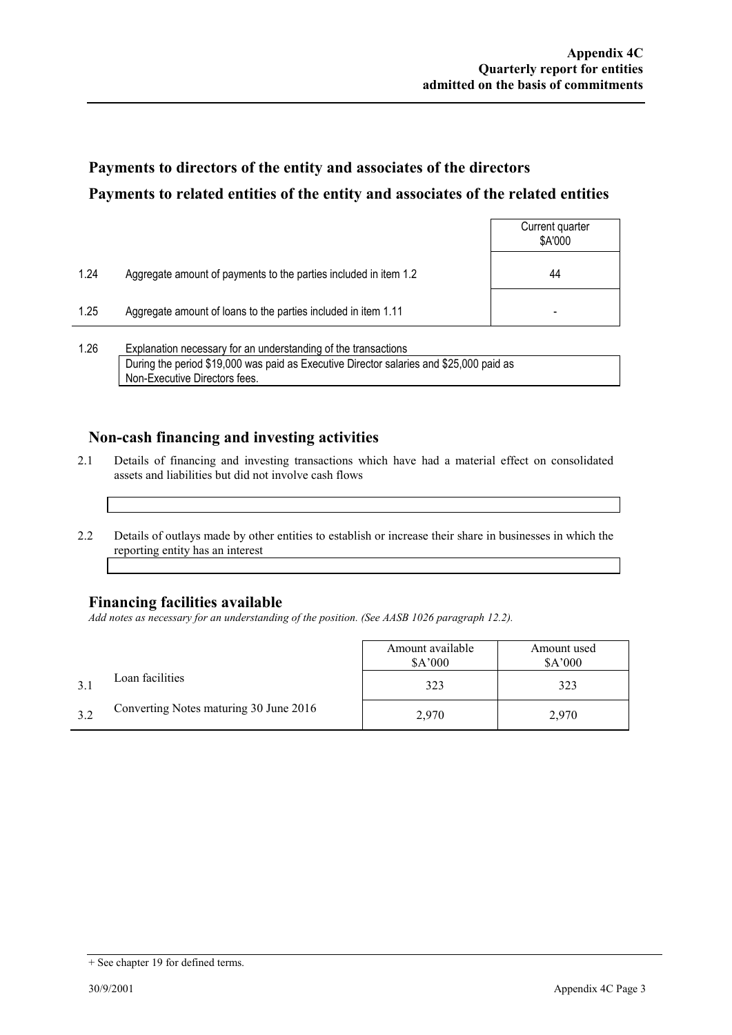## Payments to directors of the entity and associates of the directors

## Payments to related entities of the entity and associates of the related entities

| | | Current quarter $A'000 |
|---|---|---|
| 1.24 | Aggregate amount of payments to the parties included in item 1.2 | 44 |
| 1.25 | Aggregate amount of loans to the parties included in item 1.11 | - |

1.26 Explanation necessary for an understanding of the transactions

During the period $19,000 was paid as Executive Director salaries and $25,000 paid as Non-Executive Directors fees.

## Non-cash financing and investing activities

2.1 Details of financing and investing transactions which have had a material effect on consolidated assets and liabilities but did not involve cash flows

2.2 Details of outlays made by other entities to establish or increase their share in businesses in which the reporting entity has an interest

## Financing facilities available

*Add notes as necessary for an understanding of the position. (See AASB 1026 paragraph 12.2).*

| | | Amount available $A'000 | Amount used $A'000 |
|---|---|---|---|
| 3.1 | Loan facilities | 323 | 323 |
| 3.2 | Converting Notes maturing 30 June 2016 | 2,970 | 2,970 |

+ See chapter 19 for defined terms.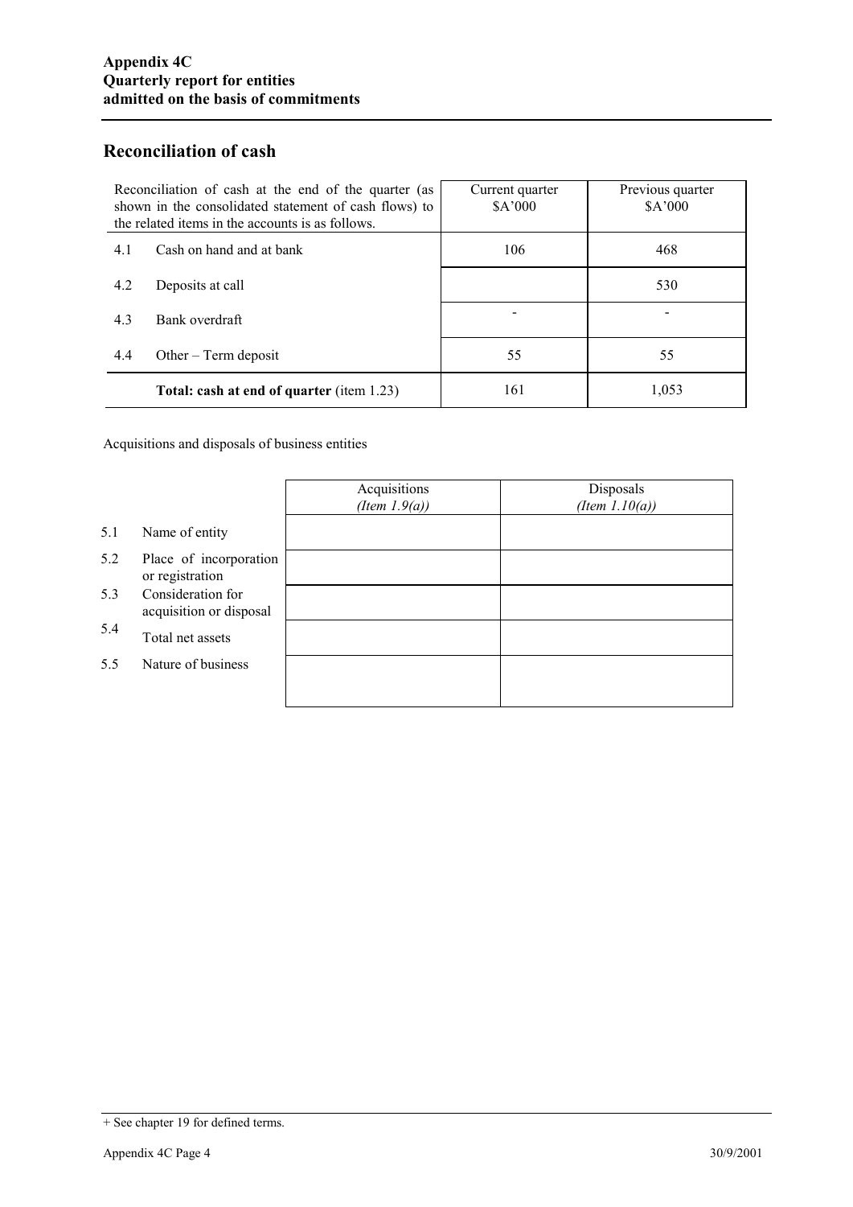**Appendix 4C**
**Quarterly report for entities**
**admitted on the basis of commitments**

## Reconciliation of cash

| Reconciliation of cash at the end of the quarter (as shown in the consolidated statement of cash flows) to the related items in the accounts is as follows. | | Current quarter $A'000 | Previous quarter $A'000 |
|---|---|---|---|
| 4.1 | Cash on hand and at bank | 106 | 468 |
| 4.2 | Deposits at call | | 530 |
| 4.3 | Bank overdraft | - | - |
| 4.4 | Other – Term deposit | 55 | 55 |
| | **Total: cash at end of quarter** (item 1.23) | 161 | 1,053 |

Acquisitions and disposals of business entities

| | | Acquisitions *(Item 1.9(a))* | Disposals *(Item 1.10(a))* |
|---|---|---|---|
| 5.1 | Name of entity | | |
| 5.2 | Place of incorporation or registration | | |
| 5.3 | Consideration for acquisition or disposal | | |
| 5.4 | Total net assets | | |
| 5.5 | Nature of business | | |

+ See chapter 19 for defined terms.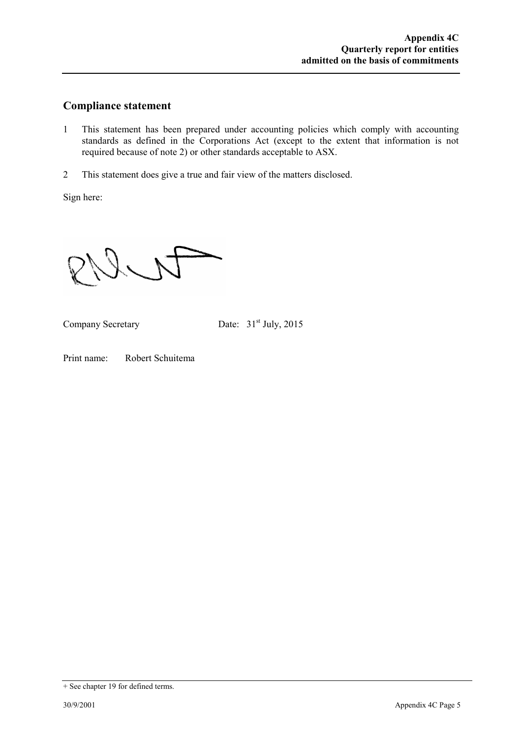## Compliance statement

1. This statement has been prepared under accounting policies which comply with accounting standards as defined in the Corporations Act (except to the extent that information is not required because of note 2) or other standards acceptable to ASX.

2. This statement does give a true and fair view of the matters disclosed.

Sign here:

Company Secretary                    Date: 31st July, 2015

Print name:    Robert Schuitema

+ See chapter 19 for defined terms.